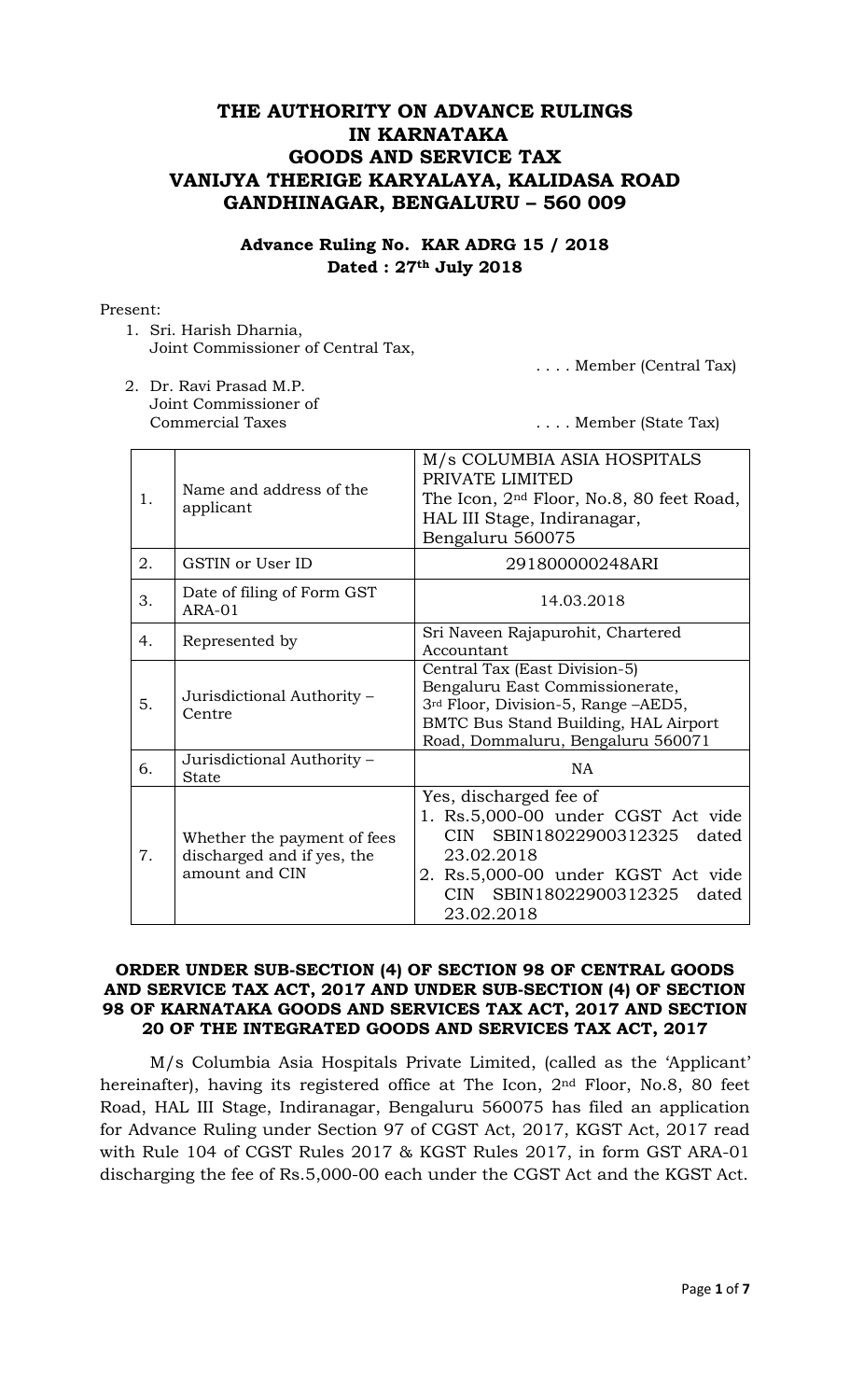# THE AUTHORITY ON ADVANCE RULINGS IN KARNATAKA GOODS AND SERVICE TAX VANIJYA THERIGE KARYALAYA, KALIDASA ROAD GANDHINAGAR, BENGALURU – 560 009

## Advance Ruling No. KAR ADRG 15 / 2018
## Dated : 27th July 2018

Present:

1. Sri. Harish Dharnia,
   Joint Commissioner of Central Tax, . . . . Member (Central Tax)
2. Dr. Ravi Prasad M.P.
   Joint Commissioner of
   Commercial Taxes . . . . Member (State Tax)

| | | |
|---|---|---|
| 1. | Name and address of the applicant | M/s COLUMBIA ASIA HOSPITALS PRIVATE LIMITED The Icon, 2nd Floor, No.8, 80 feet Road, HAL III Stage, Indiranagar, Bengaluru 560075 |
| 2. | GSTIN or User ID | 291800000248ARI |
| 3. | Date of filing of Form GST ARA-01 | 14.03.2018 |
| 4. | Represented by | Sri Naveen Rajapurohit, Chartered Accountant |
| 5. | Jurisdictional Authority – Centre | Central Tax (East Division-5) Bengaluru East Commissionerate, 3rd Floor, Division-5, Range –AED5, BMTC Bus Stand Building, HAL Airport Road, Dommaluru, Bengaluru 560071 |
| 6. | Jurisdictional Authority – State | NA |
| 7. | Whether the payment of fees discharged and if yes, the amount and CIN | Yes, discharged fee of 1. Rs.5,000-00 under CGST Act vide CIN SBIN18022900312325 dated 23.02.2018 2. Rs.5,000-00 under KGST Act vide CIN SBIN18022900312325 dated 23.02.2018 |

### ORDER UNDER SUB-SECTION (4) OF SECTION 98 OF CENTRAL GOODS AND SERVICE TAX ACT, 2017 AND UNDER SUB-SECTION (4) OF SECTION 98 OF KARNATAKA GOODS AND SERVICES TAX ACT, 2017 AND SECTION 20 OF THE INTEGRATED GOODS AND SERVICES TAX ACT, 2017

M/s Columbia Asia Hospitals Private Limited, (called as the 'Applicant' hereinafter), having its registered office at The Icon, 2nd Floor, No.8, 80 feet Road, HAL III Stage, Indiranagar, Bengaluru 560075 has filed an application for Advance Ruling under Section 97 of CGST Act, 2017, KGST Act, 2017 read with Rule 104 of CGST Rules 2017 & KGST Rules 2017, in form GST ARA-01 discharging the fee of Rs.5,000-00 each under the CGST Act and the KGST Act.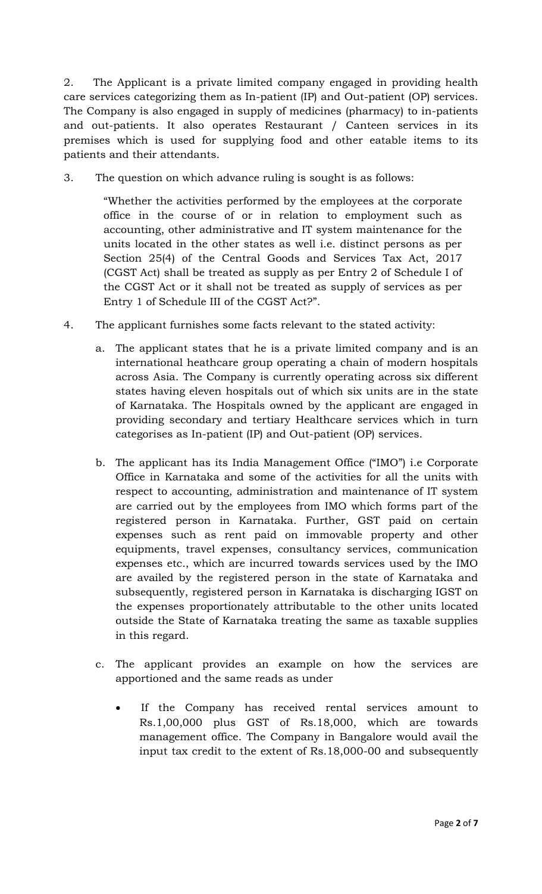2. The Applicant is a private limited company engaged in providing health care services categorizing them as In-patient (IP) and Out-patient (OP) services. The Company is also engaged in supply of medicines (pharmacy) to in-patients and out-patients. It also operates Restaurant / Canteen services in its premises which is used for supplying food and other eatable items to its patients and their attendants.

3. The question on which advance ruling is sought is as follows:

> "Whether the activities performed by the employees at the corporate office in the course of or in relation to employment such as accounting, other administrative and IT system maintenance for the units located in the other states as well i.e. distinct persons as per Section 25(4) of the Central Goods and Services Tax Act, 2017 (CGST Act) shall be treated as supply as per Entry 2 of Schedule I of the CGST Act or it shall not be treated as supply of services as per Entry 1 of Schedule III of the CGST Act?".

4. The applicant furnishes some facts relevant to the stated activity:

   a. The applicant states that he is a private limited company and is an international heathcare group operating a chain of modern hospitals across Asia. The Company is currently operating across six different states having eleven hospitals out of which six units are in the state of Karnataka. The Hospitals owned by the applicant are engaged in providing secondary and tertiary Healthcare services which in turn categorises as In-patient (IP) and Out-patient (OP) services.

   b. The applicant has its India Management Office ("IMO") i.e Corporate Office in Karnataka and some of the activities for all the units with respect to accounting, administration and maintenance of IT system are carried out by the employees from IMO which forms part of the registered person in Karnataka. Further, GST paid on certain expenses such as rent paid on immovable property and other equipments, travel expenses, consultancy services, communication expenses etc., which are incurred towards services used by the IMO are availed by the registered person in the state of Karnataka and subsequently, registered person in Karnataka is discharging IGST on the expenses proportionately attributable to the other units located outside the State of Karnataka treating the same as taxable supplies in this regard.

   c. The applicant provides an example on how the services are apportioned and the same reads as under

      - If the Company has received rental services amount to Rs.1,00,000 plus GST of Rs.18,000, which are towards management office. The Company in Bangalore would avail the input tax credit to the extent of Rs.18,000-00 and subsequently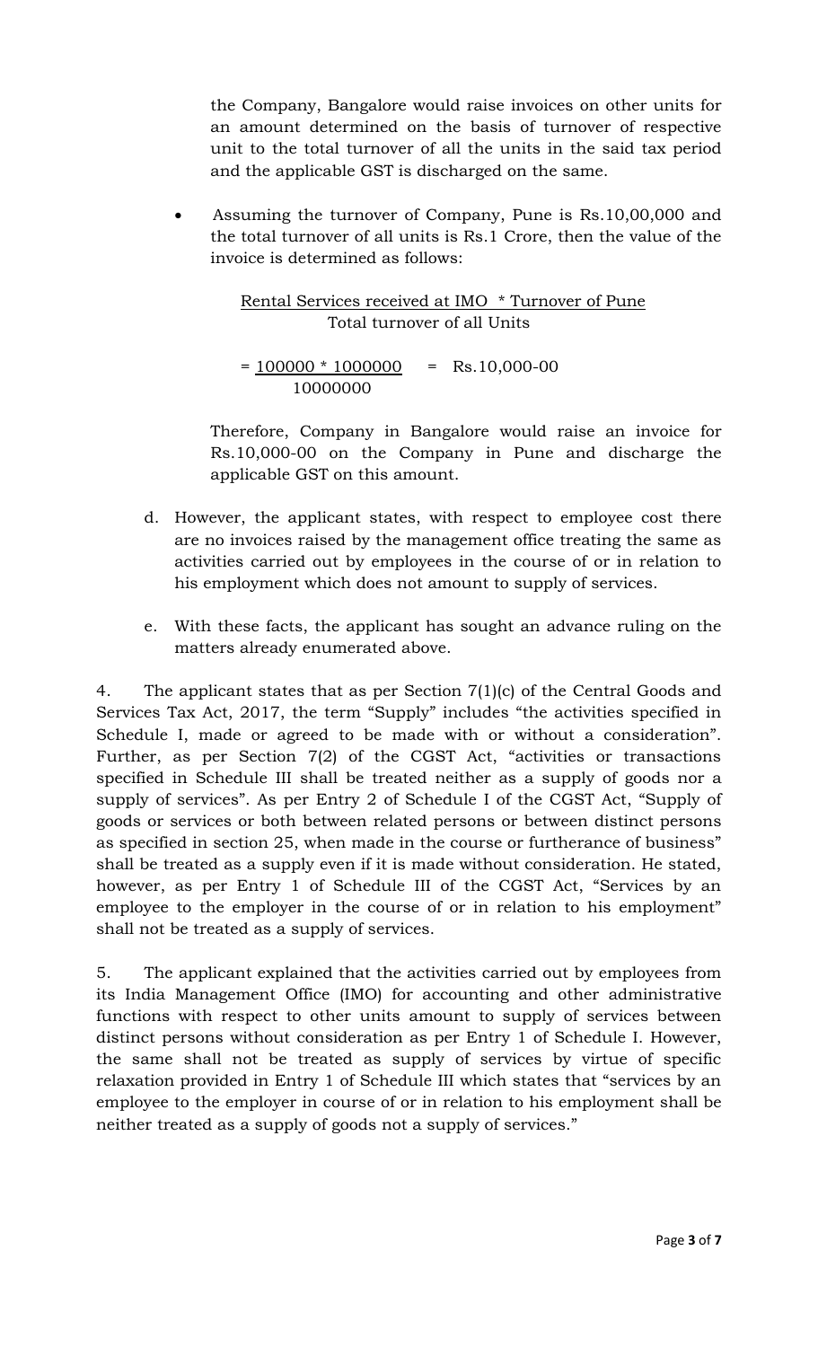the Company, Bangalore would raise invoices on other units for an amount determined on the basis of turnover of respective unit to the total turnover of all the units in the said tax period and the applicable GST is discharged on the same.

- Assuming the turnover of Company, Pune is Rs.10,00,000 and the total turnover of all units is Rs.1 Crore, then the value of the invoice is determined as follows:

$$\frac{\text{Rental Services received at IMO} * \text{Turnover of Pune}}{\text{Total turnover of all Units}}$$

$$= \frac{100000 * 1000000}{10000000} = \text{Rs.}10{,}000\text{-}00$$

Therefore, Company in Bangalore would raise an invoice for Rs.10,000-00 on the Company in Pune and discharge the applicable GST on this amount.

d. However, the applicant states, with respect to employee cost there are no invoices raised by the management office treating the same as activities carried out by employees in the course of or in relation to his employment which does not amount to supply of services.

e. With these facts, the applicant has sought an advance ruling on the matters already enumerated above.

4. The applicant states that as per Section 7(1)(c) of the Central Goods and Services Tax Act, 2017, the term "Supply" includes "the activities specified in Schedule I, made or agreed to be made with or without a consideration". Further, as per Section 7(2) of the CGST Act, "activities or transactions specified in Schedule III shall be treated neither as a supply of goods nor a supply of services". As per Entry 2 of Schedule I of the CGST Act, "Supply of goods or services or both between related persons or between distinct persons as specified in section 25, when made in the course or furtherance of business" shall be treated as a supply even if it is made without consideration. He stated, however, as per Entry 1 of Schedule III of the CGST Act, "Services by an employee to the employer in the course of or in relation to his employment" shall not be treated as a supply of services.

5. The applicant explained that the activities carried out by employees from its India Management Office (IMO) for accounting and other administrative functions with respect to other units amount to supply of services between distinct persons without consideration as per Entry 1 of Schedule I. However, the same shall not be treated as supply of services by virtue of specific relaxation provided in Entry 1 of Schedule III which states that "services by an employee to the employer in course of or in relation to his employment shall be neither treated as a supply of goods not a supply of services."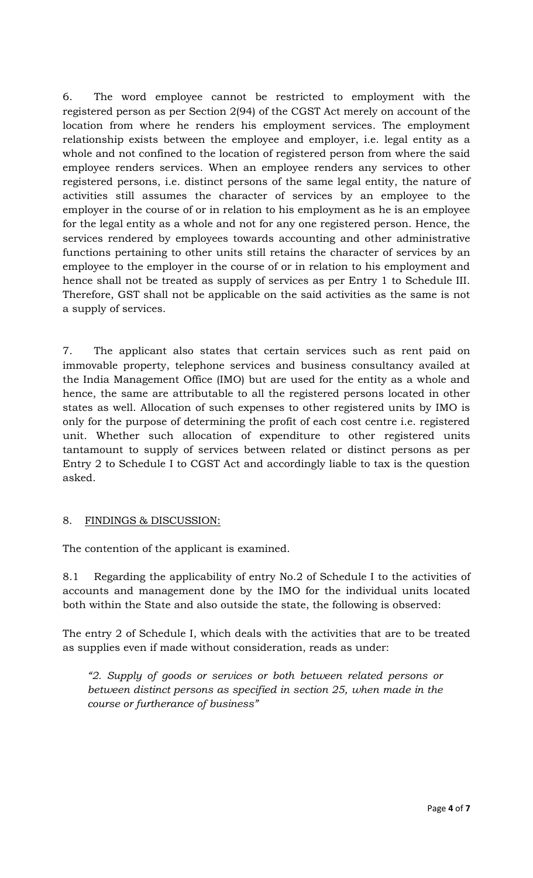6. The word employee cannot be restricted to employment with the registered person as per Section 2(94) of the CGST Act merely on account of the location from where he renders his employment services. The employment relationship exists between the employee and employer, i.e. legal entity as a whole and not confined to the location of registered person from where the said employee renders services. When an employee renders any services to other registered persons, i.e. distinct persons of the same legal entity, the nature of activities still assumes the character of services by an employee to the employer in the course of or in relation to his employment as he is an employee for the legal entity as a whole and not for any one registered person. Hence, the services rendered by employees towards accounting and other administrative functions pertaining to other units still retains the character of services by an employee to the employer in the course of or in relation to his employment and hence shall not be treated as supply of services as per Entry 1 to Schedule III. Therefore, GST shall not be applicable on the said activities as the same is not a supply of services.

7. The applicant also states that certain services such as rent paid on immovable property, telephone services and business consultancy availed at the India Management Office (IMO) but are used for the entity as a whole and hence, the same are attributable to all the registered persons located in other states as well. Allocation of such expenses to other registered units by IMO is only for the purpose of determining the profit of each cost centre i.e. registered unit. Whether such allocation of expenditure to other registered units tantamount to supply of services between related or distinct persons as per Entry 2 to Schedule I to CGST Act and accordingly liable to tax is the question asked.

8. <u>FINDINGS & DISCUSSION:</u>

The contention of the applicant is examined.

8.1 Regarding the applicability of entry No.2 of Schedule I to the activities of accounts and management done by the IMO for the individual units located both within the State and also outside the state, the following is observed:

The entry 2 of Schedule I, which deals with the activities that are to be treated as supplies even if made without consideration, reads as under:

> *"2. Supply of goods or services or both between related persons or between distinct persons as specified in section 25, when made in the course or furtherance of business"*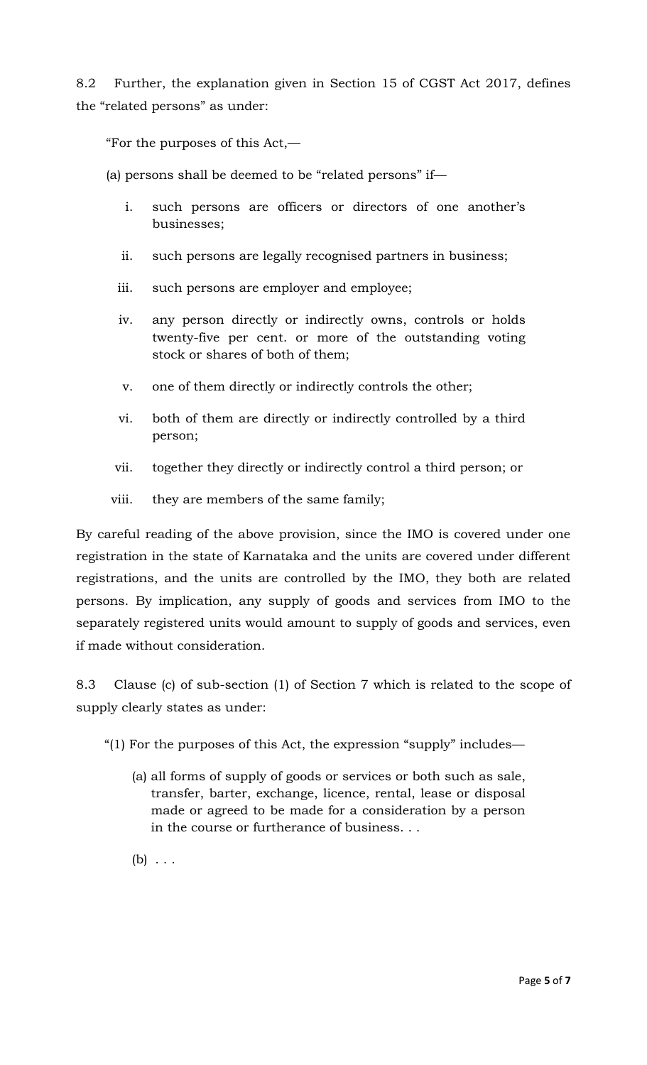8.2 Further, the explanation given in Section 15 of CGST Act 2017, defines the "related persons" as under:

> "For the purposes of this Act,—
>
> (a) persons shall be deemed to be "related persons" if—
>
> i. such persons are officers or directors of one another's businesses;
>
> ii. such persons are legally recognised partners in business;
>
> iii. such persons are employer and employee;
>
> iv. any person directly or indirectly owns, controls or holds twenty-five per cent. or more of the outstanding voting stock or shares of both of them;
>
> v. one of them directly or indirectly controls the other;
>
> vi. both of them are directly or indirectly controlled by a third person;
>
> vii. together they directly or indirectly control a third person; or
>
> viii. they are members of the same family;

By careful reading of the above provision, since the IMO is covered under one registration in the state of Karnataka and the units are covered under different registrations, and the units are controlled by the IMO, they both are related persons. By implication, any supply of goods and services from IMO to the separately registered units would amount to supply of goods and services, even if made without consideration.

8.3 Clause (c) of sub-section (1) of Section 7 which is related to the scope of supply clearly states as under:

> "(1) For the purposes of this Act, the expression "supply" includes—
>
> (a) all forms of supply of goods or services or both such as sale, transfer, barter, exchange, licence, rental, lease or disposal made or agreed to be made for a consideration by a person in the course or furtherance of business. . .
>
> (b) . . .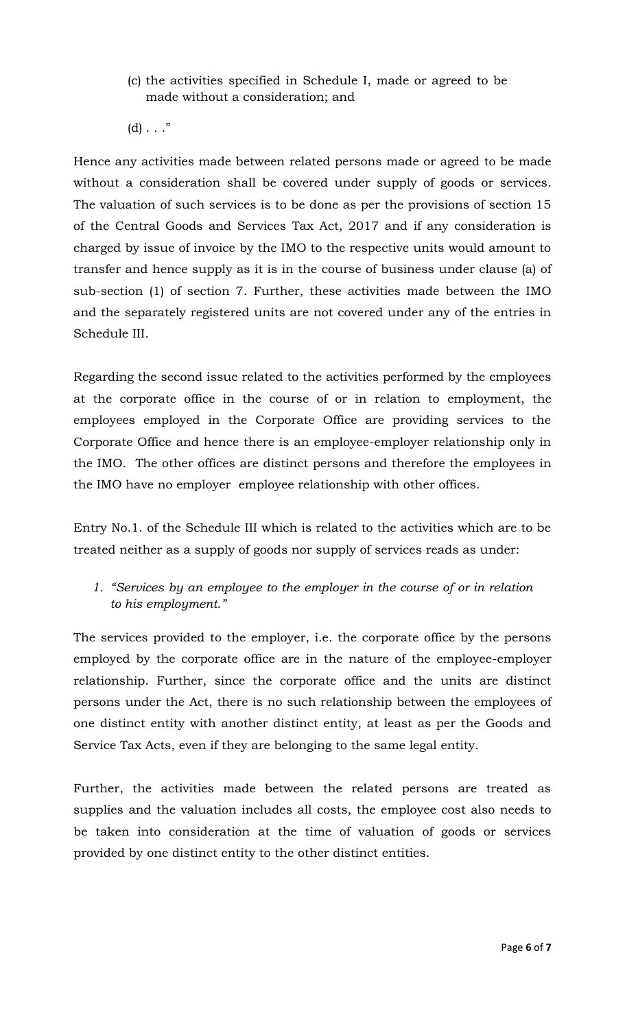(c) the activities specified in Schedule I, made or agreed to be made without a consideration; and

(d) . . ."

Hence any activities made between related persons made or agreed to be made without a consideration shall be covered under supply of goods or services. The valuation of such services is to be done as per the provisions of section 15 of the Central Goods and Services Tax Act, 2017 and if any consideration is charged by issue of invoice by the IMO to the respective units would amount to transfer and hence supply as it is in the course of business under clause (a) of sub-section (1) of section 7. Further, these activities made between the IMO and the separately registered units are not covered under any of the entries in Schedule III.

Regarding the second issue related to the activities performed by the employees at the corporate office in the course of or in relation to employment, the employees employed in the Corporate Office are providing services to the Corporate Office and hence there is an employee-employer relationship only in the IMO. The other offices are distinct persons and therefore the employees in the IMO have no employer employee relationship with other offices.

Entry No.1. of the Schedule III which is related to the activities which are to be treated neither as a supply of goods nor supply of services reads as under:

1. *"Services by an employee to the employer in the course of or in relation to his employment."*

The services provided to the employer, i.e. the corporate office by the persons employed by the corporate office are in the nature of the employee-employer relationship. Further, since the corporate office and the units are distinct persons under the Act, there is no such relationship between the employees of one distinct entity with another distinct entity, at least as per the Goods and Service Tax Acts, even if they are belonging to the same legal entity.

Further, the activities made between the related persons are treated as supplies and the valuation includes all costs, the employee cost also needs to be taken into consideration at the time of valuation of goods or services provided by one distinct entity to the other distinct entities.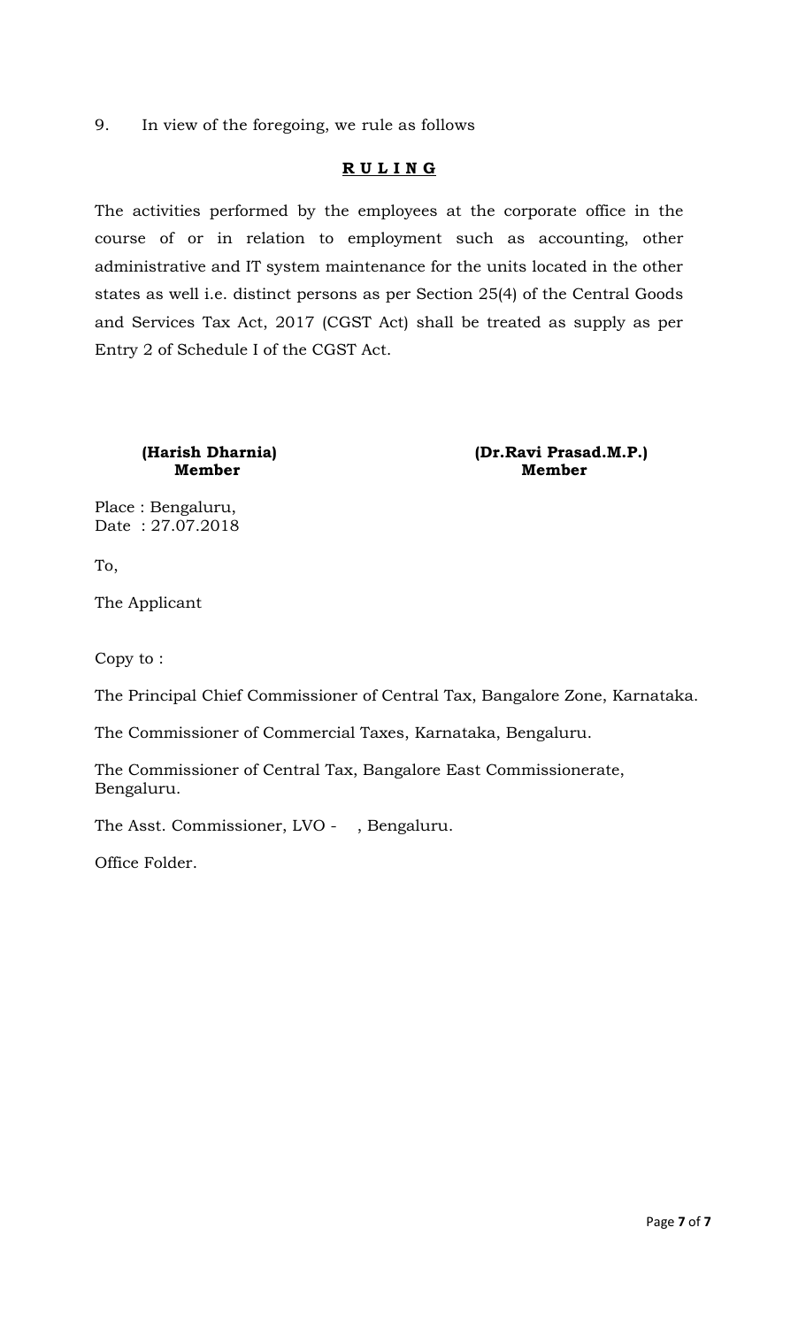9. In view of the foregoing, we rule as follows

## **RULING**

The activities performed by the employees at the corporate office in the course of or in relation to employment such as accounting, other administrative and IT system maintenance for the units located in the other states as well i.e. distinct persons as per Section 25(4) of the Central Goods and Services Tax Act, 2017 (CGST Act) shall be treated as supply as per Entry 2 of Schedule I of the CGST Act.

**(Harish Dharnia)**
**Member**

**(Dr.Ravi Prasad.M.P.)**
**Member**

Place : Bengaluru,
Date : 27.07.2018

To,

The Applicant

Copy to :

The Principal Chief Commissioner of Central Tax, Bangalore Zone, Karnataka.

The Commissioner of Commercial Taxes, Karnataka, Bengaluru.

The Commissioner of Central Tax, Bangalore East Commissionerate, Bengaluru.

The Asst. Commissioner, LVO - , Bengaluru.

Office Folder.